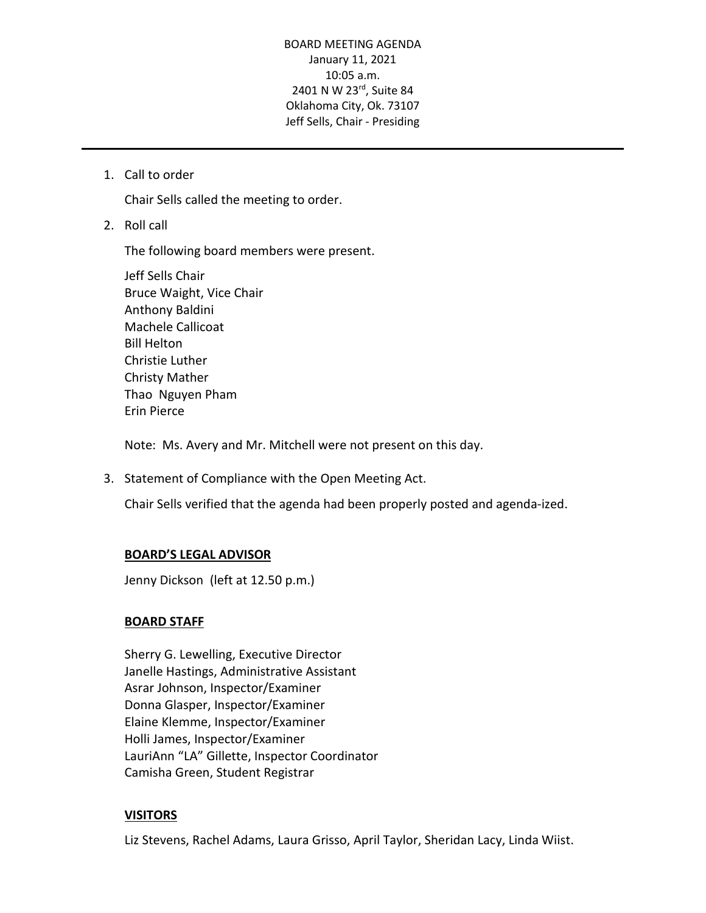BOARD MEETING AGENDA
January 11, 2021
10:05 a.m.
2401 N W 23rd, Suite 84
Oklahoma City, Ok. 73107
Jeff Sells, Chair - Presiding

---

1. Call to order

   Chair Sells called the meeting to order.

2. Roll call

   The following board members were present.

   Jeff Sells Chair
   Bruce Waight, Vice Chair
   Anthony Baldini
   Machele Callicoat
   Bill Helton
   Christie Luther
   Christy Mather
   Thao Nguyen Pham
   Erin Pierce

   Note: Ms. Avery and Mr. Mitchell were not present on this day.

3. Statement of Compliance with the Open Meeting Act.

   Chair Sells verified that the agenda had been properly posted and agenda-ized.

**BOARD'S LEGAL ADVISOR**

Jenny Dickson (left at 12.50 p.m.)

**BOARD STAFF**

Sherry G. Lewelling, Executive Director
Janelle Hastings, Administrative Assistant
Asrar Johnson, Inspector/Examiner
Donna Glasper, Inspector/Examiner
Elaine Klemme, Inspector/Examiner
Holli James, Inspector/Examiner
LauriAnn "LA" Gillette, Inspector Coordinator
Camisha Green, Student Registrar

**VISITORS**

Liz Stevens, Rachel Adams, Laura Grisso, April Taylor, Sheridan Lacy, Linda Wiist.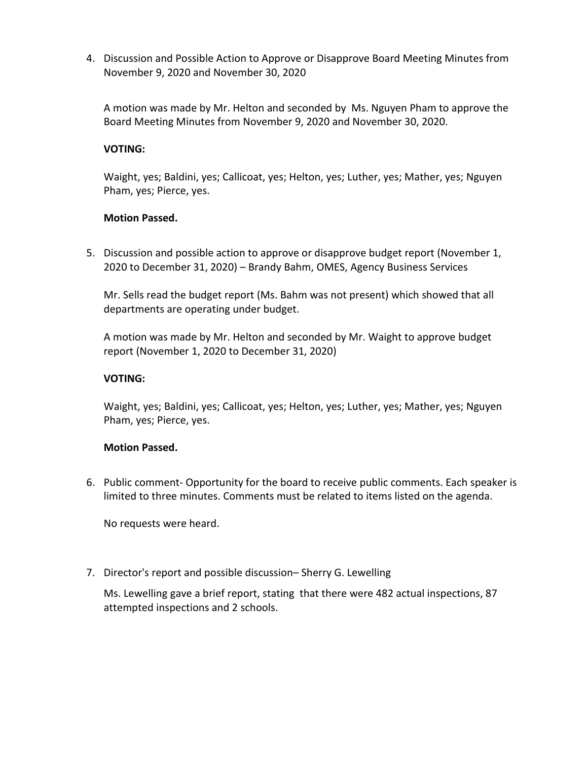4. Discussion and Possible Action to Approve or Disapprove Board Meeting Minutes from November 9, 2020 and November 30, 2020

   A motion was made by Mr. Helton and seconded by Ms. Nguyen Pham to approve the Board Meeting Minutes from November 9, 2020 and November 30, 2020.

   **VOTING:**

   Waight, yes; Baldini, yes; Callicoat, yes; Helton, yes; Luther, yes; Mather, yes; Nguyen Pham, yes; Pierce, yes.

   **Motion Passed.**

5. Discussion and possible action to approve or disapprove budget report (November 1, 2020 to December 31, 2020) – Brandy Bahm, OMES, Agency Business Services

   Mr. Sells read the budget report (Ms. Bahm was not present) which showed that all departments are operating under budget.

   A motion was made by Mr. Helton and seconded by Mr. Waight to approve budget report (November 1, 2020 to December 31, 2020)

   **VOTING:**

   Waight, yes; Baldini, yes; Callicoat, yes; Helton, yes; Luther, yes; Mather, yes; Nguyen Pham, yes; Pierce, yes.

   **Motion Passed.**

6. Public comment- Opportunity for the board to receive public comments. Each speaker is limited to three minutes. Comments must be related to items listed on the agenda.

   No requests were heard.

7. Director's report and possible discussion– Sherry G. Lewelling

   Ms. Lewelling gave a brief report, stating that there were 482 actual inspections, 87 attempted inspections and 2 schools.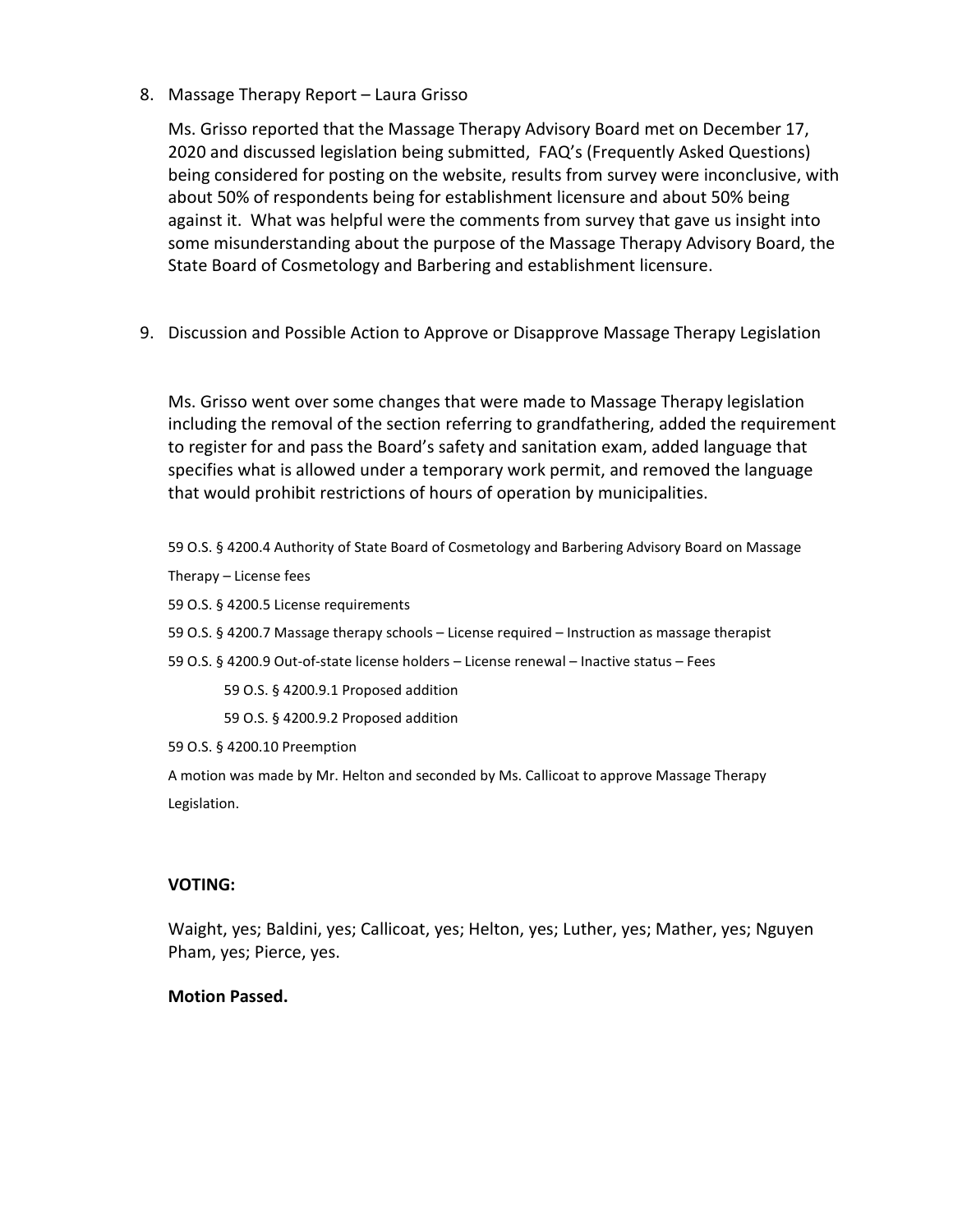8. Massage Therapy Report – Laura Grisso

   Ms. Grisso reported that the Massage Therapy Advisory Board met on December 17, 2020 and discussed legislation being submitted, FAQ's (Frequently Asked Questions) being considered for posting on the website, results from survey were inconclusive, with about 50% of respondents being for establishment licensure and about 50% being against it. What was helpful were the comments from survey that gave us insight into some misunderstanding about the purpose of the Massage Therapy Advisory Board, the State Board of Cosmetology and Barbering and establishment licensure.

9. Discussion and Possible Action to Approve or Disapprove Massage Therapy Legislation

   Ms. Grisso went over some changes that were made to Massage Therapy legislation including the removal of the section referring to grandfathering, added the requirement to register for and pass the Board's safety and sanitation exam, added language that specifies what is allowed under a temporary work permit, and removed the language that would prohibit restrictions of hours of operation by municipalities.

   59 O.S. § 4200.4 Authority of State Board of Cosmetology and Barbering Advisory Board on Massage Therapy – License fees

   59 O.S. § 4200.5 License requirements

   59 O.S. § 4200.7 Massage therapy schools – License required – Instruction as massage therapist

   59 O.S. § 4200.9 Out-of-state license holders – License renewal – Inactive status – Fees

   - 59 O.S. § 4200.9.1 Proposed addition
   - 59 O.S. § 4200.9.2 Proposed addition

   59 O.S. § 4200.10 Preemption

   A motion was made by Mr. Helton and seconded by Ms. Callicoat to approve Massage Therapy Legislation.

   **VOTING:**

   Waight, yes; Baldini, yes; Callicoat, yes; Helton, yes; Luther, yes; Mather, yes; Nguyen Pham, yes; Pierce, yes.

   **Motion Passed.**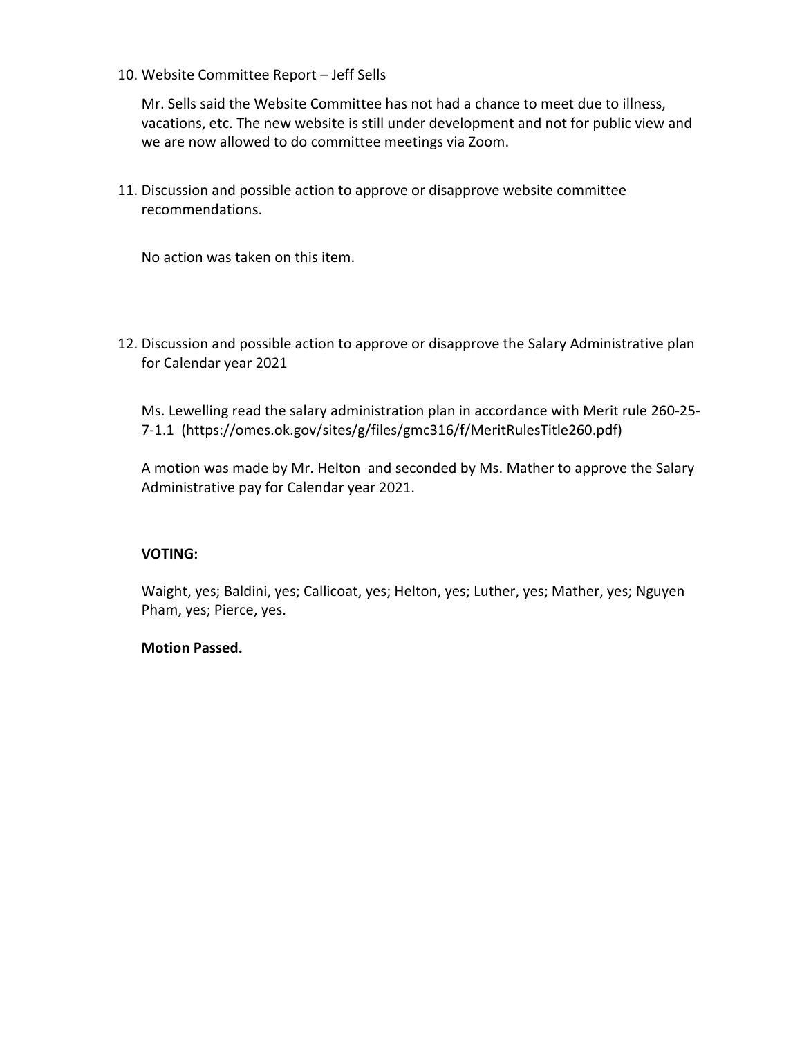10. Website Committee Report – Jeff Sells

    Mr. Sells said the Website Committee has not had a chance to meet due to illness, vacations, etc. The new website is still under development and not for public view and we are now allowed to do committee meetings via Zoom.

11. Discussion and possible action to approve or disapprove website committee recommendations.

    No action was taken on this item.

12. Discussion and possible action to approve or disapprove the Salary Administrative plan for Calendar year 2021

    Ms. Lewelling read the salary administration plan in accordance with Merit rule 260-25-7-1.1 (https://omes.ok.gov/sites/g/files/gmc316/f/MeritRulesTitle260.pdf)

    A motion was made by Mr. Helton and seconded by Ms. Mather to approve the Salary Administrative pay for Calendar year 2021.

    **VOTING:**

    Waight, yes; Baldini, yes; Callicoat, yes; Helton, yes; Luther, yes; Mather, yes; Nguyen Pham, yes; Pierce, yes.

    **Motion Passed.**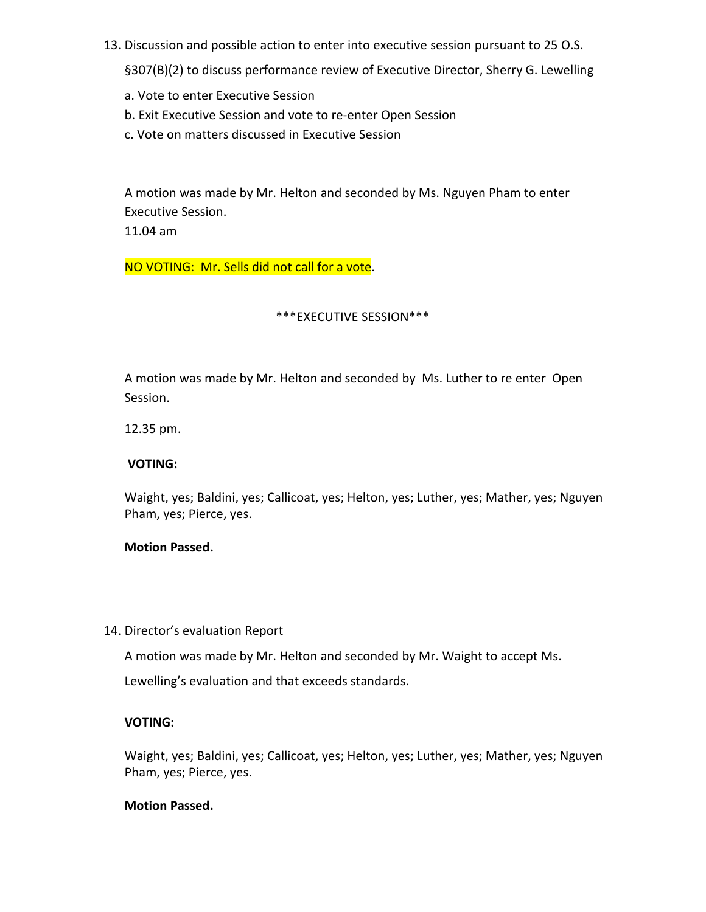13. Discussion and possible action to enter into executive session pursuant to 25 O.S. §307(B)(2) to discuss performance review of Executive Director, Sherry G. Lewelling

    a. Vote to enter Executive Session

    b. Exit Executive Session and vote to re-enter Open Session

    c. Vote on matters discussed in Executive Session

    A motion was made by Mr. Helton and seconded by Ms. Nguyen Pham to enter Executive Session.
    11.04 am

    NO VOTING: Mr. Sells did not call for a vote.

    ***EXECUTIVE SESSION***

    A motion was made by Mr. Helton and seconded by Ms. Luther to re enter Open Session.

    12.35 pm.

    **VOTING:**

    Waight, yes; Baldini, yes; Callicoat, yes; Helton, yes; Luther, yes; Mather, yes; Nguyen Pham, yes; Pierce, yes.

    **Motion Passed.**

14. Director's evaluation Report

    A motion was made by Mr. Helton and seconded by Mr. Waight to accept Ms. Lewelling's evaluation and that exceeds standards.

    **VOTING:**

    Waight, yes; Baldini, yes; Callicoat, yes; Helton, yes; Luther, yes; Mather, yes; Nguyen Pham, yes; Pierce, yes.

    **Motion Passed.**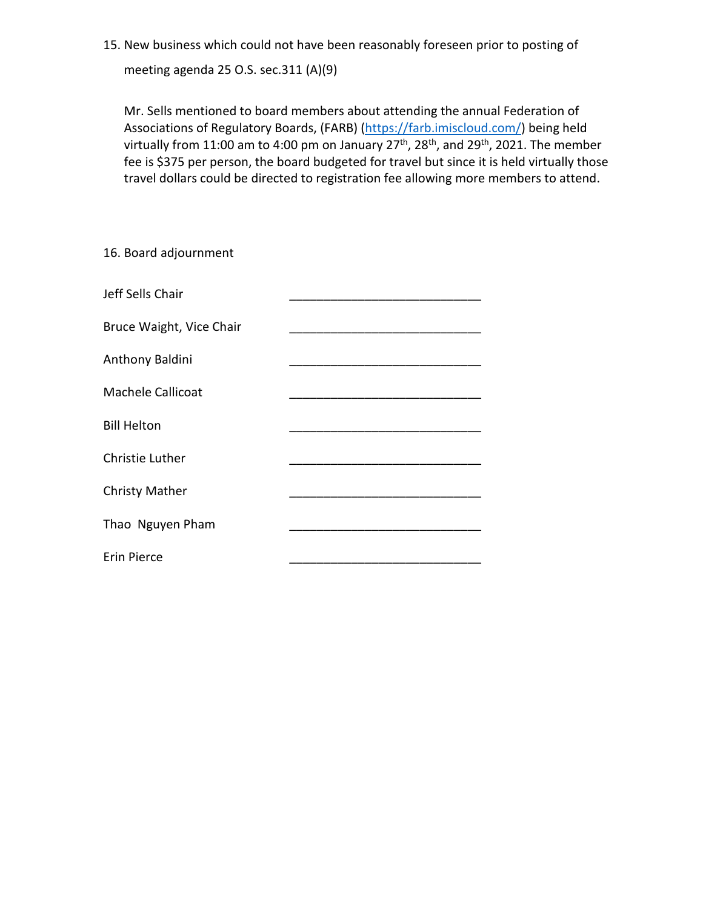15. New business which could not have been reasonably foreseen prior to posting of meeting agenda 25 O.S. sec.311 (A)(9)

    Mr. Sells mentioned to board members about attending the annual Federation of Associations of Regulatory Boards, (FARB) (https://farb.imiscloud.com/) being held virtually from 11:00 am to 4:00 pm on January 27th, 28th, and 29th, 2021. The member fee is $375 per person, the board budgeted for travel but since it is held virtually those travel dollars could be directed to registration fee allowing more members to attend.

16. Board adjournment

| | |
|---|---|
| Jeff Sells Chair | ____________________________ |
| Bruce Waight, Vice Chair | ____________________________ |
| Anthony Baldini | ____________________________ |
| Machele Callicoat | ____________________________ |
| Bill Helton | ____________________________ |
| Christie Luther | ____________________________ |
| Christy Mather | ____________________________ |
| Thao Nguyen Pham | ____________________________ |
| Erin Pierce | ____________________________ |